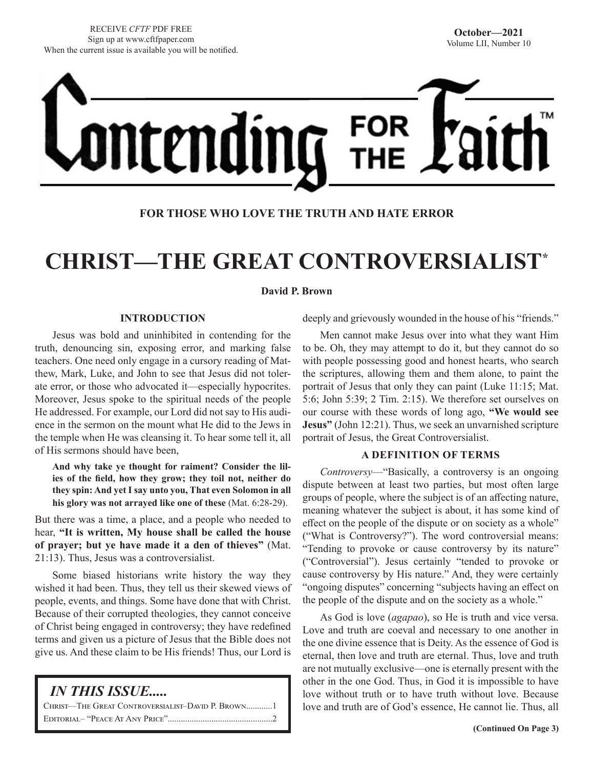RECEIVE *CFTF* PDF FREE
Sign up at www.cftfpaper.com
When the current issue is available you will be notified.

**October—2021**
Volume LII, Number 10

# Contending FOR THE Faith™

**FOR THOSE WHO LOVE THE TRUTH AND HATE ERROR**

# CHRIST—THE GREAT CONTROVERSIALIST*

**David P. Brown**

### INTRODUCTION

Jesus was bold and uninhibited in contending for the truth, denouncing sin, exposing error, and marking false teachers. One need only engage in a cursory reading of Matthew, Mark, Luke, and John to see that Jesus did not tolerate error, or those who advocated it—especially hypocrites. Moreover, Jesus spoke to the spiritual needs of the people He addressed. For example, our Lord did not say to His audience in the sermon on the mount what He did to the Jews in the temple when He was cleansing it. To hear some tell it, all of His sermons should have been,

> **And why take ye thought for raiment? Consider the lilies of the field, how they grow; they toil not, neither do they spin: And yet I say unto you, That even Solomon in all his glory was not arrayed like one of these** (Mat. 6:28-29).

But there was a time, a place, and a people who needed to hear, **"It is written, My house shall be called the house of prayer; but ye have made it a den of thieves"** (Mat. 21:13). Thus, Jesus was a controversialist.

Some biased historians write history the way they wished it had been. Thus, they tell us their skewed views of people, events, and things. Some have done that with Christ. Because of their corrupted theologies, they cannot conceive of Christ being engaged in controversy; they have redefined terms and given us a picture of Jesus that the Bible does not give us. And these claim to be His friends! Thus, our Lord is deeply and grievously wounded in the house of his "friends."

Men cannot make Jesus over into what they want Him to be. Oh, they may attempt to do it, but they cannot do so with people possessing good and honest hearts, who search the scriptures, allowing them and them alone, to paint the portrait of Jesus that only they can paint (Luke 11:15; Mat. 5:6; John 5:39; 2 Tim. 2:15). We therefore set ourselves on our course with these words of long ago, **"We would see Jesus"** (John 12:21). Thus, we seek an unvarnished scripture portrait of Jesus, the Great Controversialist.

### A DEFINITION OF TERMS

*Controversy*—"Basically, a controversy is an ongoing dispute between at least two parties, but most often large groups of people, where the subject is of an affecting nature, meaning whatever the subject is about, it has some kind of effect on the people of the dispute or on society as a whole" ("What is Controversy?"). The word controversial means: "Tending to provoke or cause controversy by its nature" ("Controversial"). Jesus certainly "tended to provoke or cause controversy by His nature." And, they were certainly "ongoing disputes" concerning "subjects having an effect on the people of the dispute and on the society as a whole."

As God is love (*agapao*), so He is truth and vice versa. Love and truth are coeval and necessary to one another in the one divine essence that is Deity. As the essence of God is eternal, then love and truth are eternal. Thus, love and truth are not mutually exclusive—one is eternally present with the other in the one God. Thus, in God it is impossible to have love without truth or to have truth without love. Because love and truth are of God's essence, He cannot lie. Thus, all

**(Continued On Page 3)**

## *IN THIS ISSUE.....*

Christ—The Great Controversialist–David P. Brown............1
Editorial– "Peace At Any Price"...............................................2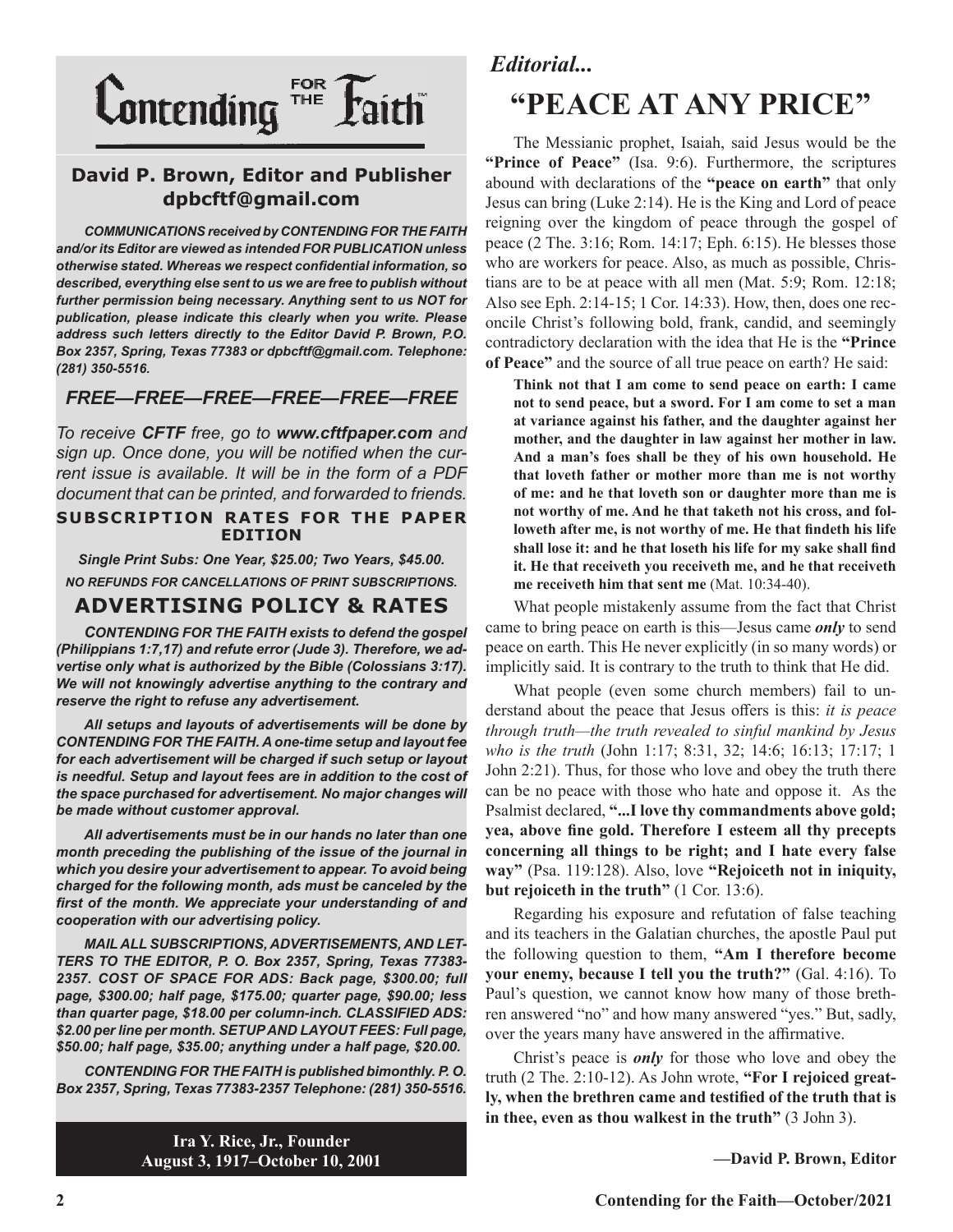# Contending FOR THE Faith™

**David P. Brown, Editor and Publisher**
**dpbcftf@gmail.com**

***COMMUNICATIONS received by CONTENDING FOR THE FAITH and/or its Editor are viewed as intended FOR PUBLICATION unless otherwise stated. Whereas we respect confidential information, so described, everything else sent to us we are free to publish without further permission being necessary. Anything sent to us NOT for publication, please indicate this clearly when you write. Please address such letters directly to the Editor David P. Brown, P.O. Box 2357, Spring, Texas 77383 or dpbcftf@gmail.com. Telephone: (281) 350-5516.***

## *FREE—FREE—FREE—FREE—FREE—FREE*

*To receive **CFTF** free, go to **www.cftfpaper.com** and sign up. Once done, you will be notified when the current issue is available. It will be in the form of a PDF document that can be printed, and forwarded to friends.*

**SUBSCRIPTION RATES FOR THE PAPER EDITION**

***Single Print Subs: One Year, $25.00; Two Years, $45.00.***

***NO REFUNDS FOR CANCELLATIONS OF PRINT SUBSCRIPTIONS.***

## ADVERTISING POLICY & RATES

***CONTENDING FOR THE FAITH exists to defend the gospel (Philippians 1:7,17) and refute error (Jude 3). Therefore, we advertise only what is authorized by the Bible (Colossians 3:17). We will not knowingly advertise anything to the contrary and reserve the right to refuse any advertisement.***

***All setups and layouts of advertisements will be done by CONTENDING FOR THE FAITH. A one-time setup and layout fee for each advertisement will be charged if such setup or layout is needful. Setup and layout fees are in addition to the cost of the space purchased for advertisement. No major changes will be made without customer approval.***

***All advertisements must be in our hands no later than one month preceding the publishing of the issue of the journal in which you desire your advertisement to appear. To avoid being charged for the following month, ads must be canceled by the first of the month. We appreciate your understanding of and cooperation with our advertising policy.***

***MAIL ALL SUBSCRIPTIONS, ADVERTISEMENTS, AND LETTERS TO THE EDITOR, P. O. Box 2357, Spring, Texas 77383-2357. COST OF SPACE FOR ADS: Back page, $300.00; full page, $300.00; half page, $175.00; quarter page, $90.00; less than quarter page, $18.00 per column-inch. CLASSIFIED ADS: $2.00 per line per month. SETUP AND LAYOUT FEES: Full page, $50.00; half page, $35.00; anything under a half page, $20.00.***

***CONTENDING FOR THE FAITH is published bimonthly. P. O. Box 2357, Spring, Texas 77383-2357 Telephone: (281) 350-5516.***

**Ira Y. Rice, Jr., Founder**
**August 3, 1917–October 10, 2001**

*Editorial...*

# "PEACE AT ANY PRICE"

The Messianic prophet, Isaiah, said Jesus would be the **"Prince of Peace"** (Isa. 9:6). Furthermore, the scriptures abound with declarations of the **"peace on earth"** that only Jesus can bring (Luke 2:14). He is the King and Lord of peace reigning over the kingdom of peace through the gospel of peace (2 The. 3:16; Rom. 14:17; Eph. 6:15). He blesses those who are workers for peace. Also, as much as possible, Christians are to be at peace with all men (Mat. 5:9; Rom. 12:18; Also see Eph. 2:14-15; 1 Cor. 14:33). How, then, does one reconcile Christ's following bold, frank, candid, and seemingly contradictory declaration with the idea that He is the **"Prince of Peace"** and the source of all true peace on earth? He said:

> **Think not that I am come to send peace on earth: I came not to send peace, but a sword. For I am come to set a man at variance against his father, and the daughter against her mother, and the daughter in law against her mother in law. And a man's foes shall be they of his own household. He that loveth father or mother more than me is not worthy of me: and he that loveth son or daughter more than me is not worthy of me. And he that taketh not his cross, and followeth after me, is not worthy of me. He that findeth his life shall lose it: and he that loseth his life for my sake shall find it. He that receiveth you receiveth me, and he that receiveth me receiveth him that sent me** (Mat. 10:34-40).

What people mistakenly assume from the fact that Christ came to bring peace on earth is this—Jesus came ***only*** to send peace on earth. This He never explicitly (in so many words) or implicitly said. It is contrary to the truth to think that He did.

What people (even some church members) fail to understand about the peace that Jesus offers is this: *it is peace through truth—the truth revealed to sinful mankind by Jesus who is the truth* (John 1:17; 8:31, 32; 14:6; 16:13; 17:17; 1 John 2:21). Thus, for those who love and obey the truth there can be no peace with those who hate and oppose it. As the Psalmist declared, **"...I love thy commandments above gold; yea, above fine gold. Therefore I esteem all thy precepts concerning all things to be right; and I hate every false way"** (Psa. 119:128). Also, love **"Rejoiceth not in iniquity, but rejoiceth in the truth"** (1 Cor. 13:6).

Regarding his exposure and refutation of false teaching and its teachers in the Galatian churches, the apostle Paul put the following question to them, **"Am I therefore become your enemy, because I tell you the truth?"** (Gal. 4:16). To Paul's question, we cannot know how many of those brethren answered "no" and how many answered "yes." But, sadly, over the years many have answered in the affirmative.

Christ's peace is ***only*** for those who love and obey the truth (2 The. 2:10-12). As John wrote, **"For I rejoiced greatly, when the brethren came and testified of the truth that is in thee, even as thou walkest in the truth"** (3 John 3).

**—David P. Brown, Editor**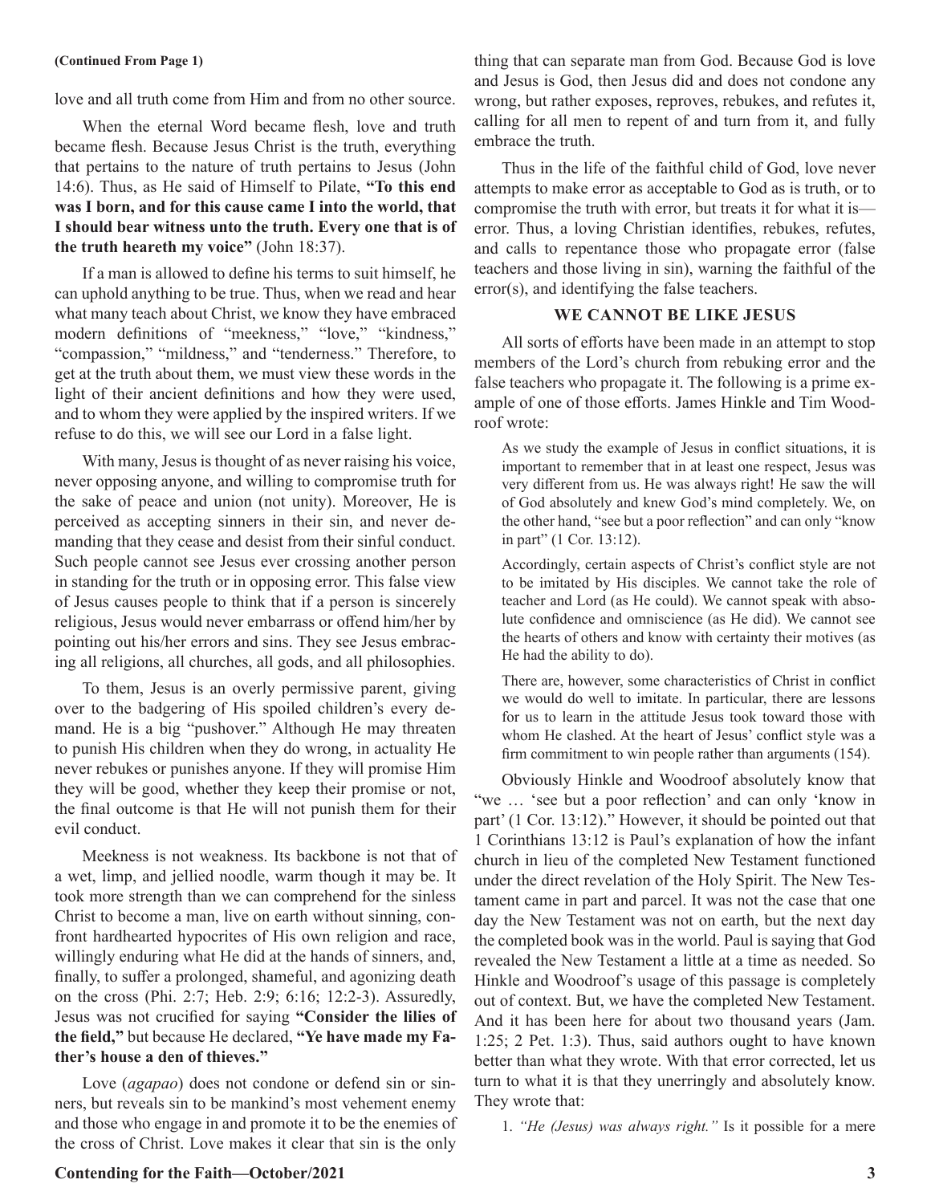(Continued From Page 1)

love and all truth come from Him and from no other source.

When the eternal Word became flesh, love and truth became flesh. Because Jesus Christ is the truth, everything that pertains to the nature of truth pertains to Jesus (John 14:6). Thus, as He said of Himself to Pilate, **"To this end was I born, and for this cause came I into the world, that I should bear witness unto the truth. Every one that is of the truth heareth my voice"** (John 18:37).

If a man is allowed to define his terms to suit himself, he can uphold anything to be true. Thus, when we read and hear what many teach about Christ, we know they have embraced modern definitions of "meekness," "love," "kindness," "compassion," "mildness," and "tenderness." Therefore, to get at the truth about them, we must view these words in the light of their ancient definitions and how they were used, and to whom they were applied by the inspired writers. If we refuse to do this, we will see our Lord in a false light.

With many, Jesus is thought of as never raising his voice, never opposing anyone, and willing to compromise truth for the sake of peace and union (not unity). Moreover, He is perceived as accepting sinners in their sin, and never demanding that they cease and desist from their sinful conduct. Such people cannot see Jesus ever crossing another person in standing for the truth or in opposing error. This false view of Jesus causes people to think that if a person is sincerely religious, Jesus would never embarrass or offend him/her by pointing out his/her errors and sins. They see Jesus embracing all religions, all churches, all gods, and all philosophies.

To them, Jesus is an overly permissive parent, giving over to the badgering of His spoiled children's every demand. He is a big "pushover." Although He may threaten to punish His children when they do wrong, in actuality He never rebukes or punishes anyone. If they will promise Him they will be good, whether they keep their promise or not, the final outcome is that He will not punish them for their evil conduct.

Meekness is not weakness. Its backbone is not that of a wet, limp, and jellied noodle, warm though it may be. It took more strength than we can comprehend for the sinless Christ to become a man, live on earth without sinning, confront hardhearted hypocrites of His own religion and race, willingly enduring what He did at the hands of sinners, and, finally, to suffer a prolonged, shameful, and agonizing death on the cross (Phi. 2:7; Heb. 2:9; 6:16; 12:2-3). Assuredly, Jesus was not crucified for saying **"Consider the lilies of the field,"** but because He declared, **"Ye have made my Father's house a den of thieves."**

Love (*agapao*) does not condone or defend sin or sinners, but reveals sin to be mankind's most vehement enemy and those who engage in and promote it to be the enemies of the cross of Christ. Love makes it clear that sin is the only thing that can separate man from God. Because God is love and Jesus is God, then Jesus did and does not condone any wrong, but rather exposes, reproves, rebukes, and refutes it, calling for all men to repent of and turn from it, and fully embrace the truth.

Thus in the life of the faithful child of God, love never attempts to make error as acceptable to God as is truth, or to compromise the truth with error, but treats it for what it is—error. Thus, a loving Christian identifies, rebukes, refutes, and calls to repentance those who propagate error (false teachers and those living in sin), warning the faithful of the error(s), and identifying the false teachers.

## WE CANNOT BE LIKE JESUS

All sorts of efforts have been made in an attempt to stop members of the Lord's church from rebuking error and the false teachers who propagate it. The following is a prime example of one of those efforts. James Hinkle and Tim Woodroof wrote:

> As we study the example of Jesus in conflict situations, it is important to remember that in at least one respect, Jesus was very different from us. He was always right! He saw the will of God absolutely and knew God's mind completely. We, on the other hand, "see but a poor reflection" and can only "know in part" (1 Cor. 13:12).
>
> Accordingly, certain aspects of Christ's conflict style are not to be imitated by His disciples. We cannot take the role of teacher and Lord (as He could). We cannot speak with absolute confidence and omniscience (as He did). We cannot see the hearts of others and know with certainty their motives (as He had the ability to do).
>
> There are, however, some characteristics of Christ in conflict we would do well to imitate. In particular, there are lessons for us to learn in the attitude Jesus took toward those with whom He clashed. At the heart of Jesus' conflict style was a firm commitment to win people rather than arguments (154).

Obviously Hinkle and Woodroof absolutely know that "we … 'see but a poor reflection' and can only 'know in part' (1 Cor. 13:12)." However, it should be pointed out that 1 Corinthians 13:12 is Paul's explanation of how the infant church in lieu of the completed New Testament functioned under the direct revelation of the Holy Spirit. The New Testament came in part and parcel. It was not the case that one day the New Testament was not on earth, but the next day the completed book was in the world. Paul is saying that God revealed the New Testament a little at a time as needed. So Hinkle and Woodroof's usage of this passage is completely out of context. But, we have the completed New Testament. And it has been here for about two thousand years (Jam. 1:25; 2 Pet. 1:3). Thus, said authors ought to have known better than what they wrote. With that error corrected, let us turn to what it is that they unerringly and absolutely know. They wrote that:

1. *"He (Jesus) was always right."* Is it possible for a mere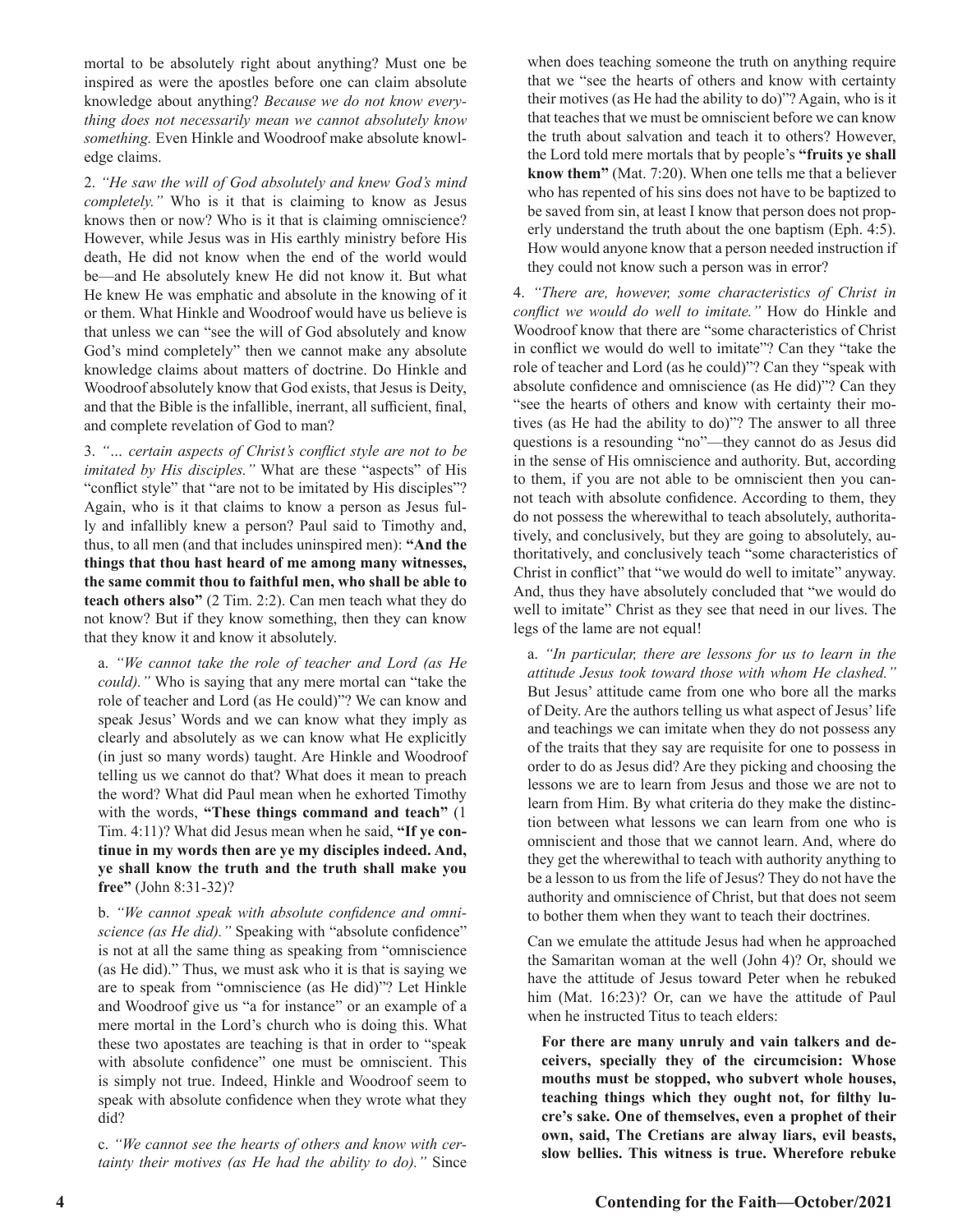mortal to be absolutely right about anything? Must one be inspired as were the apostles before one can claim absolute knowledge about anything? *Because we do not know everything does not necessarily mean we cannot absolutely know something.* Even Hinkle and Woodroof make absolute knowledge claims.

2. *"He saw the will of God absolutely and knew God's mind completely."* Who is it that is claiming to know as Jesus knows then or now? Who is it that is claiming omniscience? However, while Jesus was in His earthly ministry before His death, He did not know when the end of the world would be—and He absolutely knew He did not know it. But what He knew He was emphatic and absolute in the knowing of it or them. What Hinkle and Woodroof would have us believe is that unless we can "see the will of God absolutely and know God's mind completely" then we cannot make any absolute knowledge claims about matters of doctrine. Do Hinkle and Woodroof absolutely know that God exists, that Jesus is Deity, and that the Bible is the infallible, inerrant, all sufficient, final, and complete revelation of God to man?

3. *"... certain aspects of Christ's conflict style are not to be imitated by His disciples."* What are these "aspects" of His "conflict style" that "are not to be imitated by His disciples"? Again, who is it that claims to know a person as Jesus fully and infallibly knew a person? Paul said to Timothy and, thus, to all men (and that includes uninspired men): **"And the things that thou hast heard of me among many witnesses, the same commit thou to faithful men, who shall be able to teach others also"** (2 Tim. 2:2). Can men teach what they do not know? But if they know something, then they can know that they know it and know it absolutely.

a. *"We cannot take the role of teacher and Lord (as He could)."* Who is saying that any mere mortal can "take the role of teacher and Lord (as He could)"? We can know and speak Jesus' Words and we can know what they imply as clearly and absolutely as we can know what He explicitly (in just so many words) taught. Are Hinkle and Woodroof telling us we cannot do that? What does it mean to preach the word? What did Paul mean when he exhorted Timothy with the words, **"These things command and teach"** (1 Tim. 4:11)? What did Jesus mean when he said, **"If ye continue in my words then are ye my disciples indeed. And, ye shall know the truth and the truth shall make you free"** (John 8:31-32)?

b. *"We cannot speak with absolute confidence and omniscience (as He did)."* Speaking with "absolute confidence" is not at all the same thing as speaking from "omniscience (as He did)." Thus, we must ask who it is that is saying we are to speak from "omniscience (as He did)"? Let Hinkle and Woodroof give us "a for instance" or an example of a mere mortal in the Lord's church who is doing this. What these two apostates are teaching is that in order to "speak with absolute confidence" one must be omniscient. This is simply not true. Indeed, Hinkle and Woodroof seem to speak with absolute confidence when they wrote what they did?

c. *"We cannot see the hearts of others and know with certainty their motives (as He had the ability to do)."* Since when does teaching someone the truth on anything require that we "see the hearts of others and know with certainty their motives (as He had the ability to do)"? Again, who is it that teaches that we must be omniscient before we can know the truth about salvation and teach it to others? However, the Lord told mere mortals that by people's **"fruits ye shall know them"** (Mat. 7:20). When one tells me that a believer who has repented of his sins does not have to be baptized to be saved from sin, at least I know that person does not properly understand the truth about the one baptism (Eph. 4:5). How would anyone know that a person needed instruction if they could not know such a person was in error?

4. *"There are, however, some characteristics of Christ in conflict we would do well to imitate."* How do Hinkle and Woodroof know that there are "some characteristics of Christ in conflict we would do well to imitate"? Can they "take the role of teacher and Lord (as he could)"? Can they "speak with absolute confidence and omniscience (as He did)"? Can they "see the hearts of others and know with certainty their motives (as He had the ability to do)"? The answer to all three questions is a resounding "no"—they cannot do as Jesus did in the sense of His omniscience and authority. But, according to them, if you are not able to be omniscient then you cannot teach with absolute confidence. According to them, they do not possess the wherewithal to teach absolutely, authoritatively, and conclusively, but they are going to absolutely, authoritatively, and conclusively teach "some characteristics of Christ in conflict" that "we would do well to imitate" anyway. And, thus they have absolutely concluded that "we would do well to imitate" Christ as they see that need in our lives. The legs of the lame are not equal!

a. *"In particular, there are lessons for us to learn in the attitude Jesus took toward those with whom He clashed."* But Jesus' attitude came from one who bore all the marks of Deity. Are the authors telling us what aspect of Jesus' life and teachings we can imitate when they do not possess any of the traits that they say are requisite for one to possess in order to do as Jesus did? Are they picking and choosing the lessons we are to learn from Jesus and those we are not to learn from Him. By what criteria do they make the distinction between what lessons we can learn from one who is omniscient and those that we cannot learn. And, where do they get the wherewithal to teach with authority anything to be a lesson to us from the life of Jesus? They do not have the authority and omniscience of Christ, but that does not seem to bother them when they want to teach their doctrines.

Can we emulate the attitude Jesus had when he approached the Samaritan woman at the well (John 4)? Or, should we have the attitude of Jesus toward Peter when he rebuked him (Mat. 16:23)? Or, can we have the attitude of Paul when he instructed Titus to teach elders:

**For there are many unruly and vain talkers and deceivers, specially they of the circumcision: Whose mouths must be stopped, who subvert whole houses, teaching things which they ought not, for filthy lucre's sake. One of themselves, even a prophet of their own, said, The Cretians are alway liars, evil beasts, slow bellies. This witness is true. Wherefore rebuke**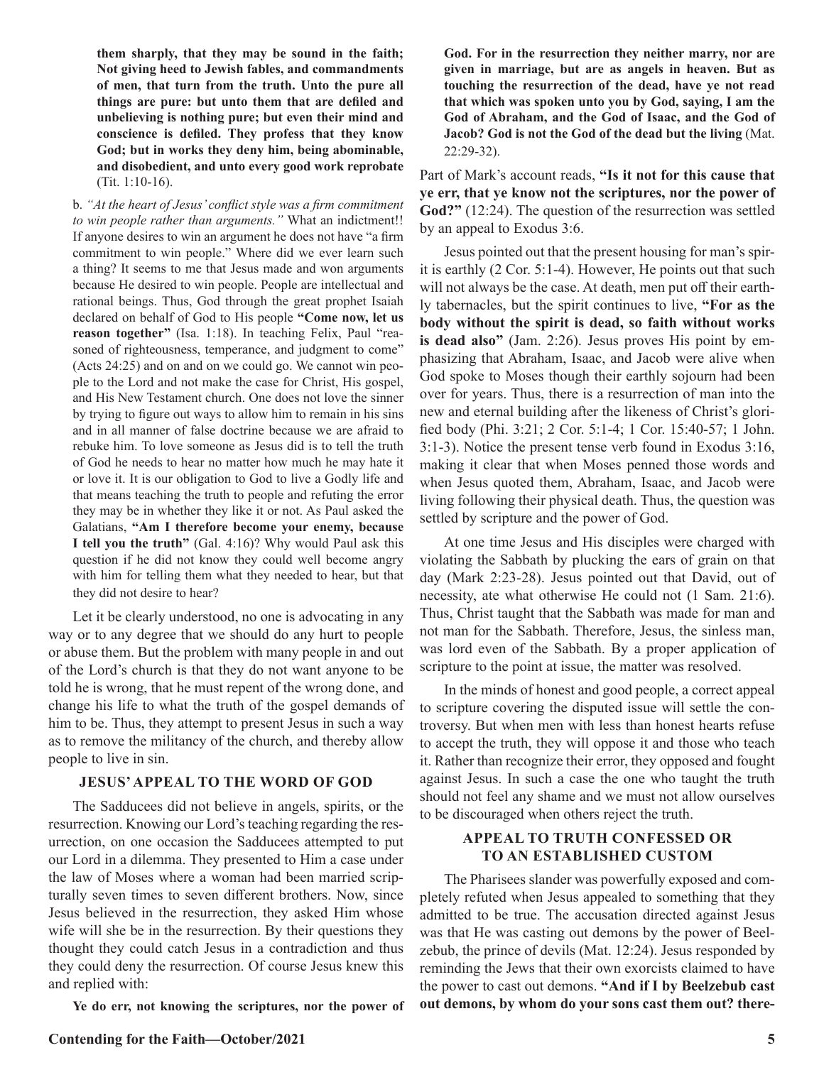**them sharply, that they may be sound in the faith; Not giving heed to Jewish fables, and commandments of men, that turn from the truth. Unto the pure all things are pure: but unto them that are defiled and unbelieving is nothing pure; but even their mind and conscience is defiled. They profess that they know God; but in works they deny him, being abominable, and disobedient, and unto every good work reprobate** (Tit. 1:10-16).

b. *"At the heart of Jesus' conflict style was a firm commitment to win people rather than arguments."* What an indictment!! If anyone desires to win an argument he does not have "a firm commitment to win people." Where did we ever learn such a thing? It seems to me that Jesus made and won arguments because He desired to win people. People are intellectual and rational beings. Thus, God through the great prophet Isaiah declared on behalf of God to His people **"Come now, let us reason together"** (Isa. 1:18). In teaching Felix, Paul "reasoned of righteousness, temperance, and judgment to come" (Acts 24:25) and on and on we could go. We cannot win people to the Lord and not make the case for Christ, His gospel, and His New Testament church. One does not love the sinner by trying to figure out ways to allow him to remain in his sins and in all manner of false doctrine because we are afraid to rebuke him. To love someone as Jesus did is to tell the truth of God he needs to hear no matter how much he may hate it or love it. It is our obligation to God to live a Godly life and that means teaching the truth to people and refuting the error they may be in whether they like it or not. As Paul asked the Galatians, **"Am I therefore become your enemy, because I tell you the truth"** (Gal. 4:16)? Why would Paul ask this question if he did not know they could well become angry with him for telling them what they needed to hear, but that they did not desire to hear?

Let it be clearly understood, no one is advocating in any way or to any degree that we should do any hurt to people or abuse them. But the problem with many people in and out of the Lord's church is that they do not want anyone to be told he is wrong, that he must repent of the wrong done, and change his life to what the truth of the gospel demands of him to be. Thus, they attempt to present Jesus in such a way as to remove the militancy of the church, and thereby allow people to live in sin.

## JESUS' APPEAL TO THE WORD OF GOD

The Sadducees did not believe in angels, spirits, or the resurrection. Knowing our Lord's teaching regarding the resurrection, on one occasion the Sadducees attempted to put our Lord in a dilemma. They presented to Him a case under the law of Moses where a woman had been married scripturally seven times to seven different brothers. Now, since Jesus believed in the resurrection, they asked Him whose wife will she be in the resurrection. By their questions they thought they could catch Jesus in a contradiction and thus they could deny the resurrection. Of course Jesus knew this and replied with:

**Ye do err, not knowing the scriptures, nor the power of God. For in the resurrection they neither marry, nor are given in marriage, but are as angels in heaven. But as touching the resurrection of the dead, have ye not read that which was spoken unto you by God, saying, I am the God of Abraham, and the God of Isaac, and the God of Jacob? God is not the God of the dead but the living** (Mat. 22:29-32).

Part of Mark's account reads, **"Is it not for this cause that ye err, that ye know not the scriptures, nor the power of God?"** (12:24). The question of the resurrection was settled by an appeal to Exodus 3:6.

Jesus pointed out that the present housing for man's spirit is earthly (2 Cor. 5:1-4). However, He points out that such will not always be the case. At death, men put off their earthly tabernacles, but the spirit continues to live, **"For as the body without the spirit is dead, so faith without works is dead also"** (Jam. 2:26). Jesus proves His point by emphasizing that Abraham, Isaac, and Jacob were alive when God spoke to Moses though their earthly sojourn had been over for years. Thus, there is a resurrection of man into the new and eternal building after the likeness of Christ's glorified body (Phi. 3:21; 2 Cor. 5:1-4; 1 Cor. 15:40-57; 1 John. 3:1-3). Notice the present tense verb found in Exodus 3:16, making it clear that when Moses penned those words and when Jesus quoted them, Abraham, Isaac, and Jacob were living following their physical death. Thus, the question was settled by scripture and the power of God.

At one time Jesus and His disciples were charged with violating the Sabbath by plucking the ears of grain on that day (Mark 2:23-28). Jesus pointed out that David, out of necessity, ate what otherwise He could not (1 Sam. 21:6). Thus, Christ taught that the Sabbath was made for man and not man for the Sabbath. Therefore, Jesus, the sinless man, was lord even of the Sabbath. By a proper application of scripture to the point at issue, the matter was resolved.

In the minds of honest and good people, a correct appeal to scripture covering the disputed issue will settle the controversy. But when men with less than honest hearts refuse to accept the truth, they will oppose it and those who teach it. Rather than recognize their error, they opposed and fought against Jesus. In such a case the one who taught the truth should not feel any shame and we must not allow ourselves to be discouraged when others reject the truth.

## APPEAL TO TRUTH CONFESSED OR TO AN ESTABLISHED CUSTOM

The Pharisees slander was powerfully exposed and completely refuted when Jesus appealed to something that they admitted to be true. The accusation directed against Jesus was that He was casting out demons by the power of Beelzebub, the prince of devils (Mat. 12:24). Jesus responded by reminding the Jews that their own exorcists claimed to have the power to cast out demons. **"And if I by Beelzebub cast out demons, by whom do your sons cast them out? there-**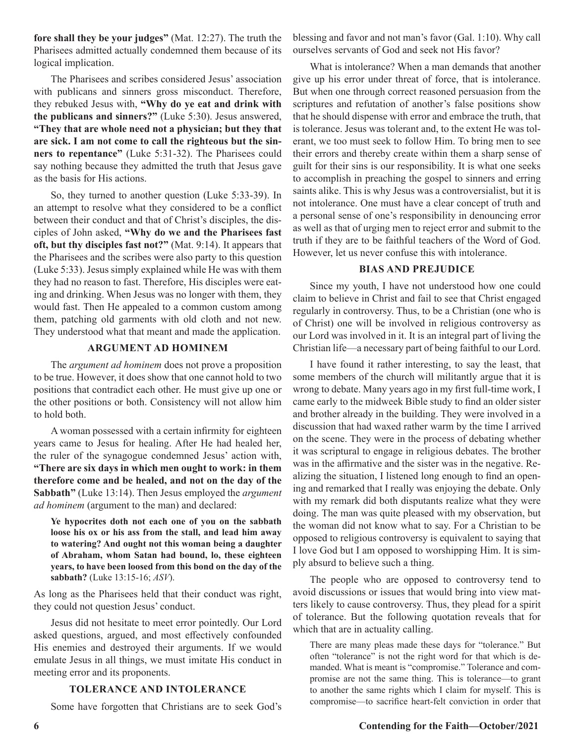**fore shall they be your judges"** (Mat. 12:27). The truth the Pharisees admitted actually condemned them because of its logical implication.

The Pharisees and scribes considered Jesus' association with publicans and sinners gross misconduct. Therefore, they rebuked Jesus with, **"Why do ye eat and drink with the publicans and sinners?"** (Luke 5:30). Jesus answered, **"They that are whole need not a physician; but they that are sick. I am not come to call the righteous but the sinners to repentance"** (Luke 5:31-32). The Pharisees could say nothing because they admitted the truth that Jesus gave as the basis for His actions.

So, they turned to another question (Luke 5:33-39). In an attempt to resolve what they considered to be a conflict between their conduct and that of Christ's disciples, the disciples of John asked, **"Why do we and the Pharisees fast oft, but thy disciples fast not?"** (Mat. 9:14). It appears that the Pharisees and the scribes were also party to this question (Luke 5:33). Jesus simply explained while He was with them they had no reason to fast. Therefore, His disciples were eating and drinking. When Jesus was no longer with them, they would fast. Then He appealed to a common custom among them, patching old garments with old cloth and not new. They understood what that meant and made the application.

### ARGUMENT AD HOMINEM

The *argument ad hominem* does not prove a proposition to be true. However, it does show that one cannot hold to two positions that contradict each other. He must give up one or the other positions or both. Consistency will not allow him to hold both.

A woman possessed with a certain infirmity for eighteen years came to Jesus for healing. After He had healed her, the ruler of the synagogue condemned Jesus' action with, **"There are six days in which men ought to work: in them therefore come and be healed, and not on the day of the Sabbath"** (Luke 13:14). Then Jesus employed the *argument ad hominem* (argument to the man) and declared:

> **Ye hypocrites doth not each one of you on the sabbath loose his ox or his ass from the stall, and lead him away to watering? And ought not this woman being a daughter of Abraham, whom Satan had bound, lo, these eighteen years, to have been loosed from this bond on the day of the sabbath?** (Luke 13:15-16; *ASV*).

As long as the Pharisees held that their conduct was right, they could not question Jesus' conduct.

Jesus did not hesitate to meet error pointedly. Our Lord asked questions, argued, and most effectively confounded His enemies and destroyed their arguments. If we would emulate Jesus in all things, we must imitate His conduct in meeting error and its proponents.

### TOLERANCE AND INTOLERANCE

Some have forgotten that Christians are to seek God's blessing and favor and not man's favor (Gal. 1:10). Why call ourselves servants of God and seek not His favor?

What is intolerance? When a man demands that another give up his error under threat of force, that is intolerance. But when one through correct reasoned persuasion from the scriptures and refutation of another's false positions show that he should dispense with error and embrace the truth, that is tolerance. Jesus was tolerant and, to the extent He was tolerant, we too must seek to follow Him. To bring men to see their errors and thereby create within them a sharp sense of guilt for their sins is our responsibility. It is what one seeks to accomplish in preaching the gospel to sinners and erring saints alike. This is why Jesus was a controversialist, but it is not intolerance. One must have a clear concept of truth and a personal sense of one's responsibility in denouncing error as well as that of urging men to reject error and submit to the truth if they are to be faithful teachers of the Word of God. However, let us never confuse this with intolerance.

### BIAS AND PREJUDICE

Since my youth, I have not understood how one could claim to believe in Christ and fail to see that Christ engaged regularly in controversy. Thus, to be a Christian (one who is of Christ) one will be involved in religious controversy as our Lord was involved in it. It is an integral part of living the Christian life—a necessary part of being faithful to our Lord.

I have found it rather interesting, to say the least, that some members of the church will militantly argue that it is wrong to debate. Many years ago in my first full-time work, I came early to the midweek Bible study to find an older sister and brother already in the building. They were involved in a discussion that had waxed rather warm by the time I arrived on the scene. They were in the process of debating whether it was scriptural to engage in religious debates. The brother was in the affirmative and the sister was in the negative. Realizing the situation, I listened long enough to find an opening and remarked that I really was enjoying the debate. Only with my remark did both disputants realize what they were doing. The man was quite pleased with my observation, but the woman did not know what to say. For a Christian to be opposed to religious controversy is equivalent to saying that I love God but I am opposed to worshipping Him. It is simply absurd to believe such a thing.

The people who are opposed to controversy tend to avoid discussions or issues that would bring into view matters likely to cause controversy. Thus, they plead for a spirit of tolerance. But the following quotation reveals that for which that are in actuality calling.

> There are many pleas made these days for "tolerance." But often "tolerance" is not the right word for that which is demanded. What is meant is "compromise." Tolerance and compromise are not the same thing. This is tolerance—to grant to another the same rights which I claim for myself. This is compromise—to sacrifice heart-felt conviction in order that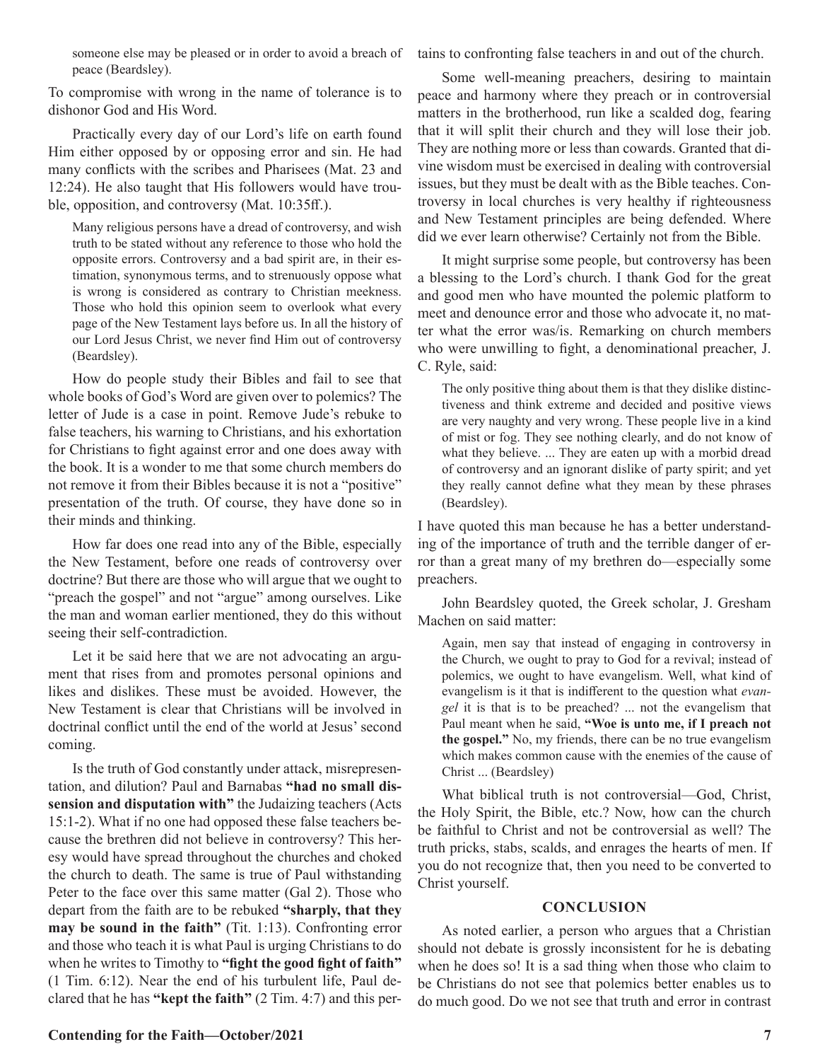someone else may be pleased or in order to avoid a breach of peace (Beardsley).

To compromise with wrong in the name of tolerance is to dishonor God and His Word.

Practically every day of our Lord's life on earth found Him either opposed by or opposing error and sin. He had many conflicts with the scribes and Pharisees (Mat. 23 and 12:24). He also taught that His followers would have trouble, opposition, and controversy (Mat. 10:35ff.).

> Many religious persons have a dread of controversy, and wish truth to be stated without any reference to those who hold the opposite errors. Controversy and a bad spirit are, in their estimation, synonymous terms, and to strenuously oppose what is wrong is considered as contrary to Christian meekness. Those who hold this opinion seem to overlook what every page of the New Testament lays before us. In all the history of our Lord Jesus Christ, we never find Him out of controversy (Beardsley).

How do people study their Bibles and fail to see that whole books of God's Word are given over to polemics? The letter of Jude is a case in point. Remove Jude's rebuke to false teachers, his warning to Christians, and his exhortation for Christians to fight against error and one does away with the book. It is a wonder to me that some church members do not remove it from their Bibles because it is not a "positive" presentation of the truth. Of course, they have done so in their minds and thinking.

How far does one read into any of the Bible, especially the New Testament, before one reads of controversy over doctrine? But there are those who will argue that we ought to "preach the gospel" and not "argue" among ourselves. Like the man and woman earlier mentioned, they do this without seeing their self-contradiction.

Let it be said here that we are not advocating an argument that rises from and promotes personal opinions and likes and dislikes. These must be avoided. However, the New Testament is clear that Christians will be involved in doctrinal conflict until the end of the world at Jesus' second coming.

Is the truth of God constantly under attack, misrepresentation, and dilution? Paul and Barnabas **"had no small dissension and disputation with"** the Judaizing teachers (Acts 15:1-2). What if no one had opposed these false teachers because the brethren did not believe in controversy? This heresy would have spread throughout the churches and choked the church to death. The same is true of Paul withstanding Peter to the face over this same matter (Gal 2). Those who depart from the faith are to be rebuked **"sharply, that they may be sound in the faith"** (Tit. 1:13). Confronting error and those who teach it is what Paul is urging Christians to do when he writes to Timothy to **"fight the good fight of faith"** (1 Tim. 6:12). Near the end of his turbulent life, Paul declared that he has **"kept the faith"** (2 Tim. 4:7) and this pertains to confronting false teachers in and out of the church.

Some well-meaning preachers, desiring to maintain peace and harmony where they preach or in controversial matters in the brotherhood, run like a scalded dog, fearing that it will split their church and they will lose their job. They are nothing more or less than cowards. Granted that divine wisdom must be exercised in dealing with controversial issues, but they must be dealt with as the Bible teaches. Controversy in local churches is very healthy if righteousness and New Testament principles are being defended. Where did we ever learn otherwise? Certainly not from the Bible.

It might surprise some people, but controversy has been a blessing to the Lord's church. I thank God for the great and good men who have mounted the polemic platform to meet and denounce error and those who advocate it, no matter what the error was/is. Remarking on church members who were unwilling to fight, a denominational preacher, J. C. Ryle, said:

> The only positive thing about them is that they dislike distinctiveness and think extreme and decided and positive views are very naughty and very wrong. These people live in a kind of mist or fog. They see nothing clearly, and do not know of what they believe. ... They are eaten up with a morbid dread of controversy and an ignorant dislike of party spirit; and yet they really cannot define what they mean by these phrases (Beardsley).

I have quoted this man because he has a better understanding of the importance of truth and the terrible danger of error than a great many of my brethren do—especially some preachers.

John Beardsley quoted, the Greek scholar, J. Gresham Machen on said matter:

> Again, men say that instead of engaging in controversy in the Church, we ought to pray to God for a revival; instead of polemics, we ought to have evangelism. Well, what kind of evangelism is it that is indifferent to the question what *evangel* it is that is to be preached? ... not the evangelism that Paul meant when he said, **"Woe is unto me, if I preach not the gospel."** No, my friends, there can be no true evangelism which makes common cause with the enemies of the cause of Christ ... (Beardsley)

What biblical truth is not controversial—God, Christ, the Holy Spirit, the Bible, etc.? Now, how can the church be faithful to Christ and not be controversial as well? The truth pricks, stabs, scalds, and enrages the hearts of men. If you do not recognize that, then you need to be converted to Christ yourself.

## CONCLUSION

As noted earlier, a person who argues that a Christian should not debate is grossly inconsistent for he is debating when he does so! It is a sad thing when those who claim to be Christians do not see that polemics better enables us to do much good. Do we not see that truth and error in contrast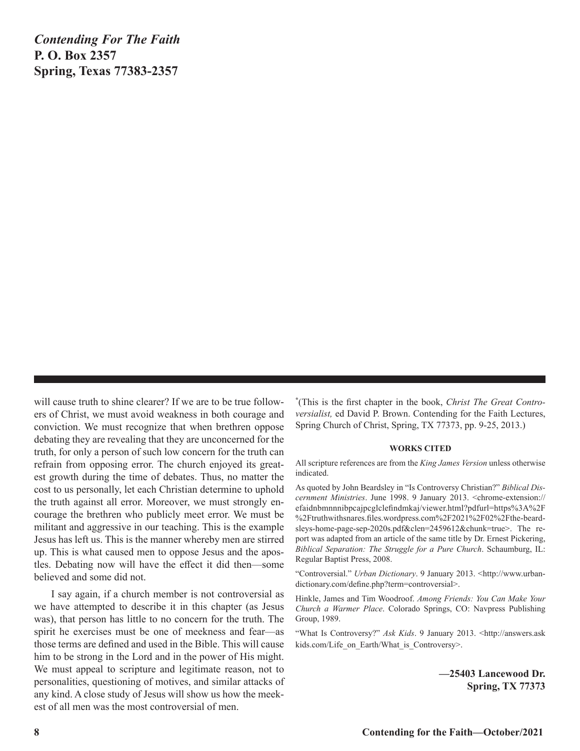*Contending For The Faith*
**P. O. Box 2357**
**Spring, Texas 77383-2357**

will cause truth to shine clearer? If we are to be true followers of Christ, we must avoid weakness in both courage and conviction. We must recognize that when brethren oppose debating they are revealing that they are unconcerned for the truth, for only a person of such low concern for the truth can refrain from opposing error. The church enjoyed its greatest growth during the time of debates. Thus, no matter the cost to us personally, let each Christian determine to uphold the truth against all error. Moreover, we must strongly encourage the brethren who publicly meet error. We must be militant and aggressive in our teaching. This is the example Jesus has left us. This is the manner whereby men are stirred up. This is what caused men to oppose Jesus and the apostles. Debating now will have the effect it did then—some believed and some did not.

I say again, if a church member is not controversial as we have attempted to describe it in this chapter (as Jesus was), that person has little to no concern for the truth. The spirit he exercises must be one of meekness and fear—as those terms are defined and used in the Bible. This will cause him to be strong in the Lord and in the power of His might. We must appeal to scripture and legitimate reason, not to personalities, questioning of motives, and similar attacks of any kind. A close study of Jesus will show us how the meekest of all men was the most controversial of men.

[*](This is the first chapter in the book, *Christ The Great Controversialist,* ed David P. Brown. Contending for the Faith Lectures, Spring Church of Christ, Spring, TX 77373, pp. 9-25, 2013.)

**WORKS CITED**

All scripture references are from the *King James Version* unless otherwise indicated.

As quoted by John Beardsley in "Is Controversy Christian?" *Biblical Discernment Ministries*. June 1998. 9 January 2013. <chrome-extension://efaidnbmnnnibpcajpcglclefindmkaj/viewer.html?pdfurl=https%3A%2F%2Ftruthwithsnares.files.wordpress.com%2F2021%2F02%2Fthe-beardsleys-home-page-sep-2020s.pdf&clen=2459612&chunk=true>. The report was adapted from an article of the same title by Dr. Ernest Pickering, *Biblical Separation: The Struggle for a Pure Church*. Schaumburg, IL: Regular Baptist Press, 2008.

"Controversial." *Urban Dictionary*. 9 January 2013. <http://www.urbandictionary.com/define.php?term=controversial>.

Hinkle, James and Tim Woodroof. *Among Friends: You Can Make Your Church a Warmer Place*. Colorado Springs, CO: Navpress Publishing Group, 1989.

"What Is Controversy?" *Ask Kids*. 9 January 2013. <http://answers.askkids.com/Life_on_Earth/What_is_Controversy>.

**—25403 Lancewood Dr.**
**Spring, TX 77373**